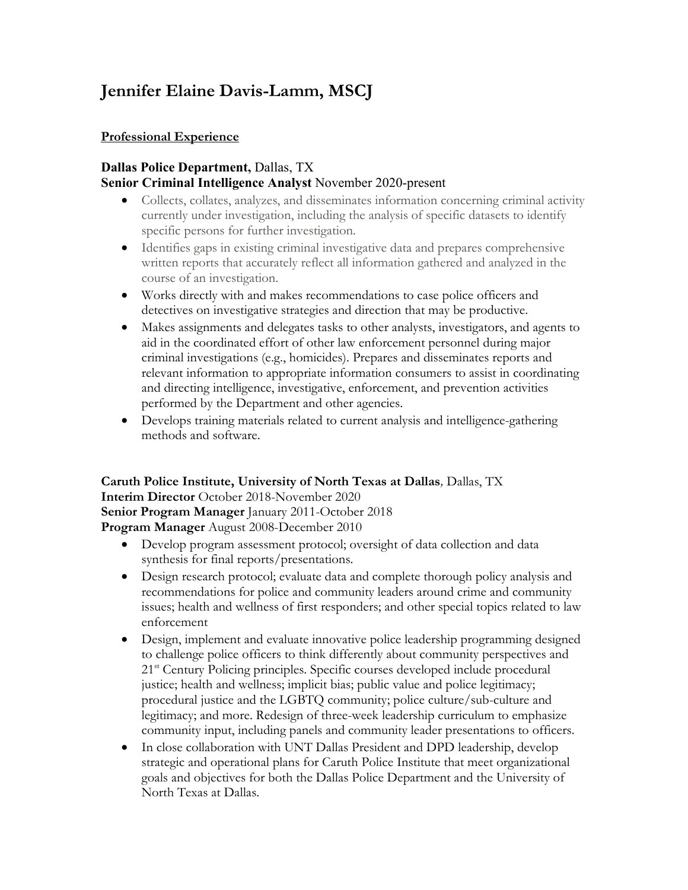# Jennifer Elaine Davis-Lamm, MSCJ

## Professional Experience

**Dallas Police Department,** Dallas, TX
**Senior Criminal Intelligence Analyst** November 2020-present

- Collects, collates, analyzes, and disseminates information concerning criminal activity currently under investigation, including the analysis of specific datasets to identify specific persons for further investigation.
- Identifies gaps in existing criminal investigative data and prepares comprehensive written reports that accurately reflect all information gathered and analyzed in the course of an investigation.
- Works directly with and makes recommendations to case police officers and detectives on investigative strategies and direction that may be productive.
- Makes assignments and delegates tasks to other analysts, investigators, and agents to aid in the coordinated effort of other law enforcement personnel during major criminal investigations (e.g., homicides). Prepares and disseminates reports and relevant information to appropriate information consumers to assist in coordinating and directing intelligence, investigative, enforcement, and prevention activities performed by the Department and other agencies.
- Develops training materials related to current analysis and intelligence-gathering methods and software.

**Caruth Police Institute, University of North Texas at Dallas**, Dallas, TX
**Interim Director** October 2018-November 2020
**Senior Program Manager** January 2011-October 2018
**Program Manager** August 2008-December 2010

- Develop program assessment protocol; oversight of data collection and data synthesis for final reports/presentations.
- Design research protocol; evaluate data and complete thorough policy analysis and recommendations for police and community leaders around crime and community issues; health and wellness of first responders; and other special topics related to law enforcement
- Design, implement and evaluate innovative police leadership programming designed to challenge police officers to think differently about community perspectives and 21st Century Policing principles. Specific courses developed include procedural justice; health and wellness; implicit bias; public value and police legitimacy; procedural justice and the LGBTQ community; police culture/sub-culture and legitimacy; and more. Redesign of three-week leadership curriculum to emphasize community input, including panels and community leader presentations to officers.
- In close collaboration with UNT Dallas President and DPD leadership, develop strategic and operational plans for Caruth Police Institute that meet organizational goals and objectives for both the Dallas Police Department and the University of North Texas at Dallas.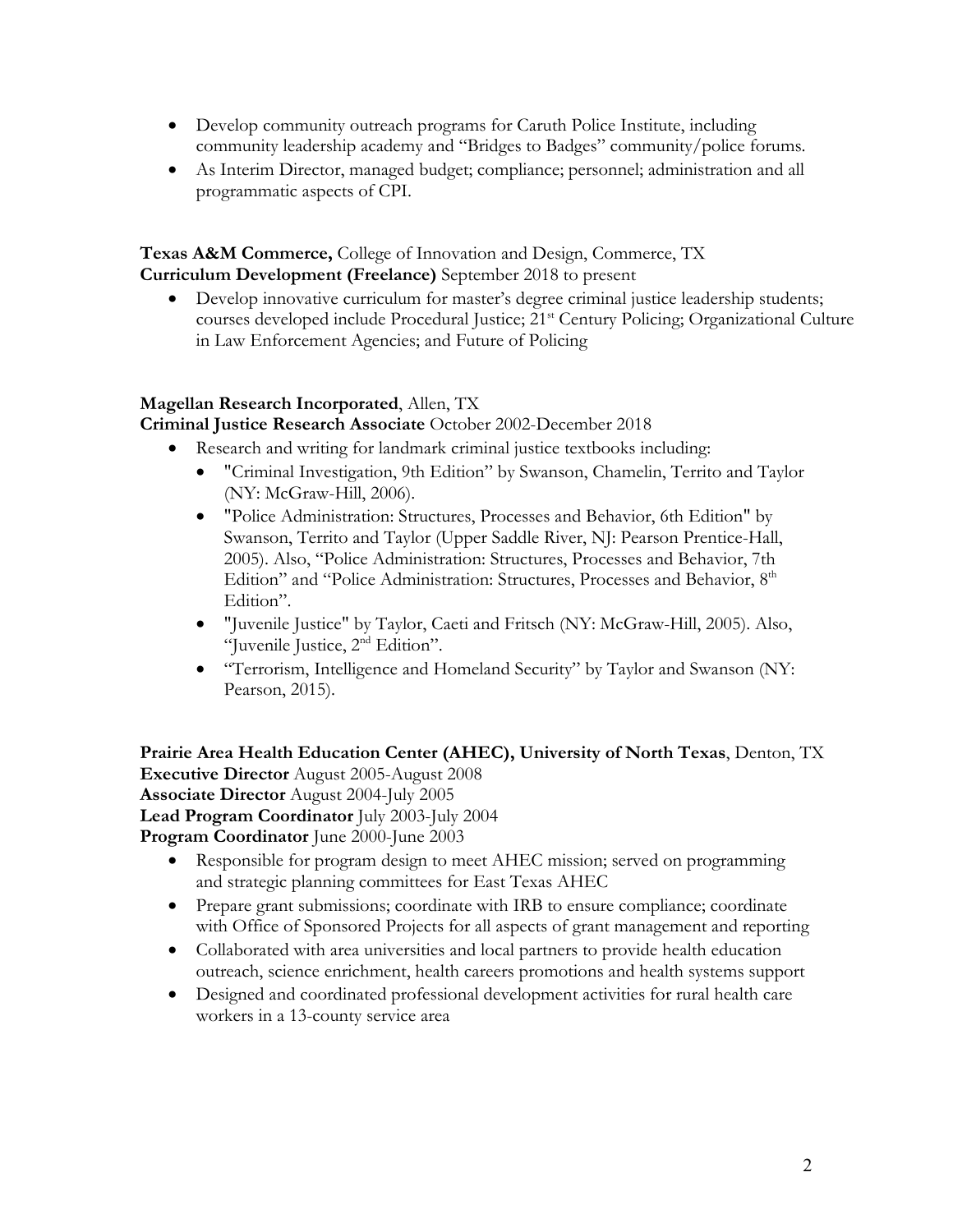- Develop community outreach programs for Caruth Police Institute, including community leadership academy and "Bridges to Badges" community/police forums.
- As Interim Director, managed budget; compliance; personnel; administration and all programmatic aspects of CPI.

**Texas A&M Commerce,** College of Innovation and Design, Commerce, TX
**Curriculum Development (Freelance)** September 2018 to present

- Develop innovative curriculum for master's degree criminal justice leadership students; courses developed include Procedural Justice; 21st Century Policing; Organizational Culture in Law Enforcement Agencies; and Future of Policing

**Magellan Research Incorporated**, Allen, TX
**Criminal Justice Research Associate** October 2002-December 2018

- Research and writing for landmark criminal justice textbooks including:
  - "Criminal Investigation, 9th Edition" by Swanson, Chamelin, Territo and Taylor (NY: McGraw-Hill, 2006).
  - "Police Administration: Structures, Processes and Behavior, 6th Edition" by Swanson, Territo and Taylor (Upper Saddle River, NJ: Pearson Prentice-Hall, 2005). Also, "Police Administration: Structures, Processes and Behavior, 7th Edition" and "Police Administration: Structures, Processes and Behavior, 8th Edition".
  - "Juvenile Justice" by Taylor, Caeti and Fritsch (NY: McGraw-Hill, 2005). Also, "Juvenile Justice, 2nd Edition".
  - "Terrorism, Intelligence and Homeland Security" by Taylor and Swanson (NY: Pearson, 2015).

**Prairie Area Health Education Center (AHEC), University of North Texas**, Denton, TX
**Executive Director** August 2005-August 2008
**Associate Director** August 2004-July 2005
**Lead Program Coordinator** July 2003-July 2004
**Program Coordinator** June 2000-June 2003

- Responsible for program design to meet AHEC mission; served on programming and strategic planning committees for East Texas AHEC
- Prepare grant submissions; coordinate with IRB to ensure compliance; coordinate with Office of Sponsored Projects for all aspects of grant management and reporting
- Collaborated with area universities and local partners to provide health education outreach, science enrichment, health careers promotions and health systems support
- Designed and coordinated professional development activities for rural health care workers in a 13-county service area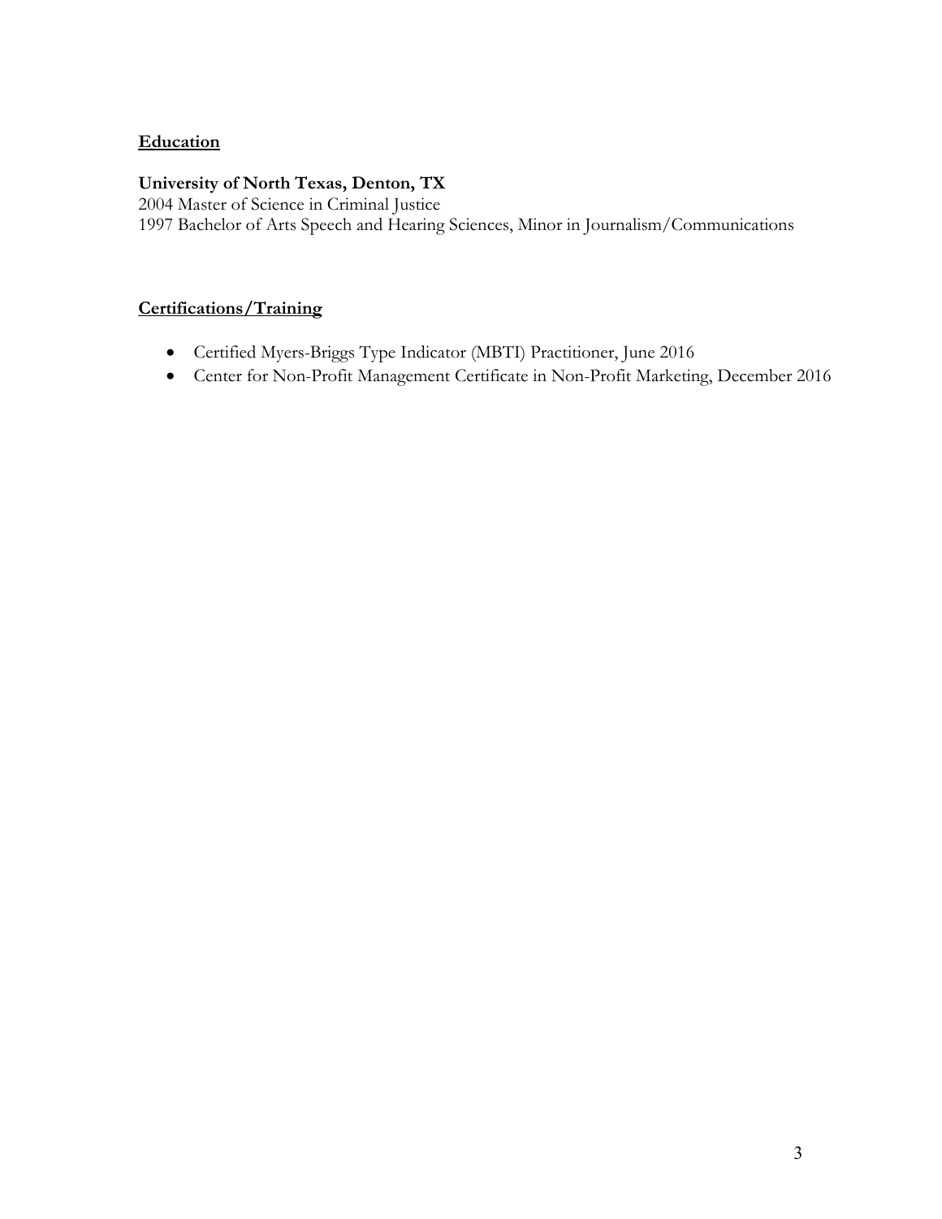## Education

**University of North Texas, Denton, TX**
2004 Master of Science in Criminal Justice
1997 Bachelor of Arts Speech and Hearing Sciences, Minor in Journalism/Communications

## Certifications/Training

- Certified Myers-Briggs Type Indicator (MBTI) Practitioner, June 2016
- Center for Non-Profit Management Certificate in Non-Profit Marketing, December 2016